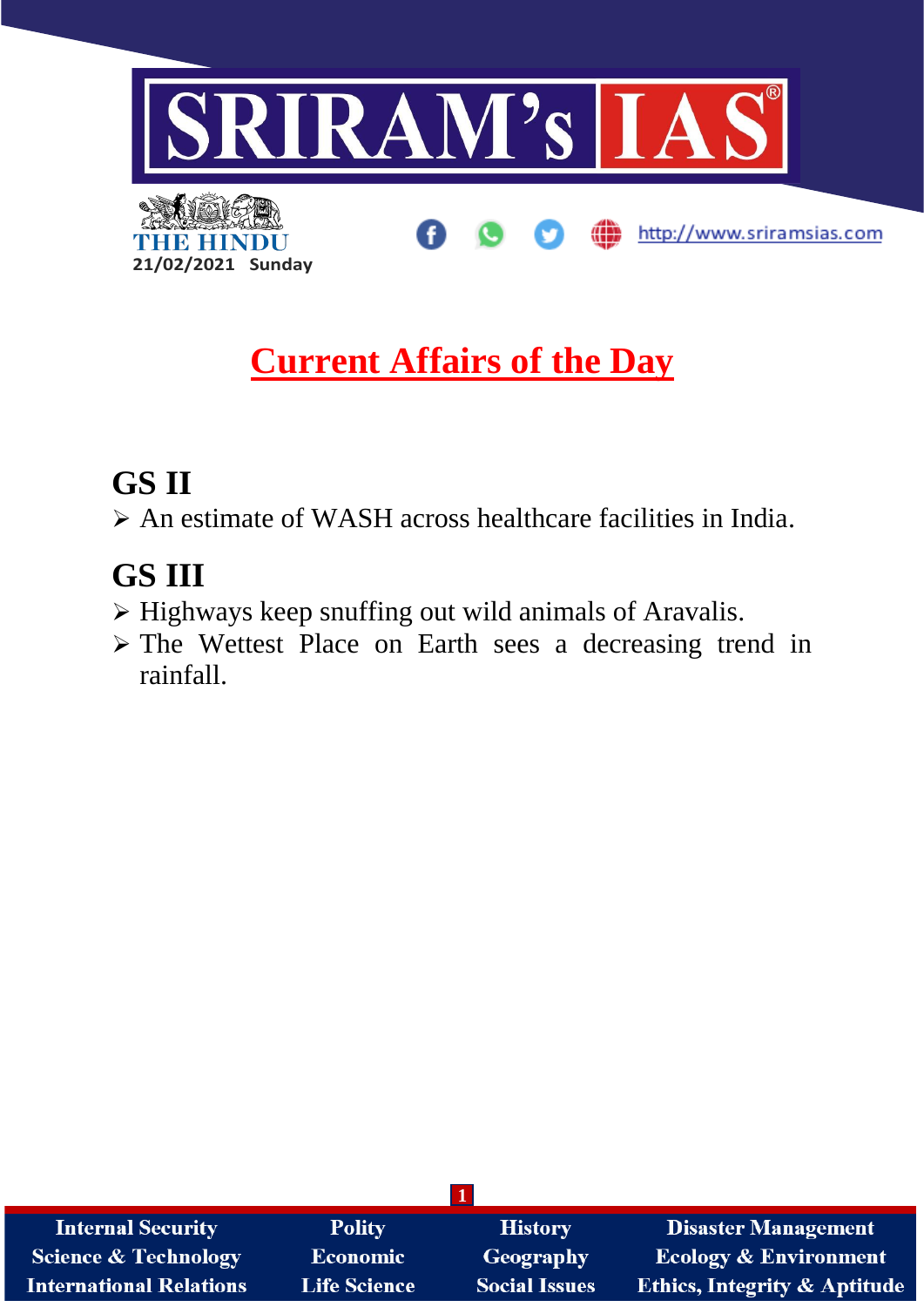SRIRAM's IAS

THE HINDU
21/02/2021 Sunday

http://www.sriramsias.com

# Current Affairs of the Day

## GS II

- An estimate of WASH across healthcare facilities in India.

## GS III

- Highways keep snuffing out wild animals of Aravalis.
- The Wettest Place on Earth sees a decreasing trend in rainfall.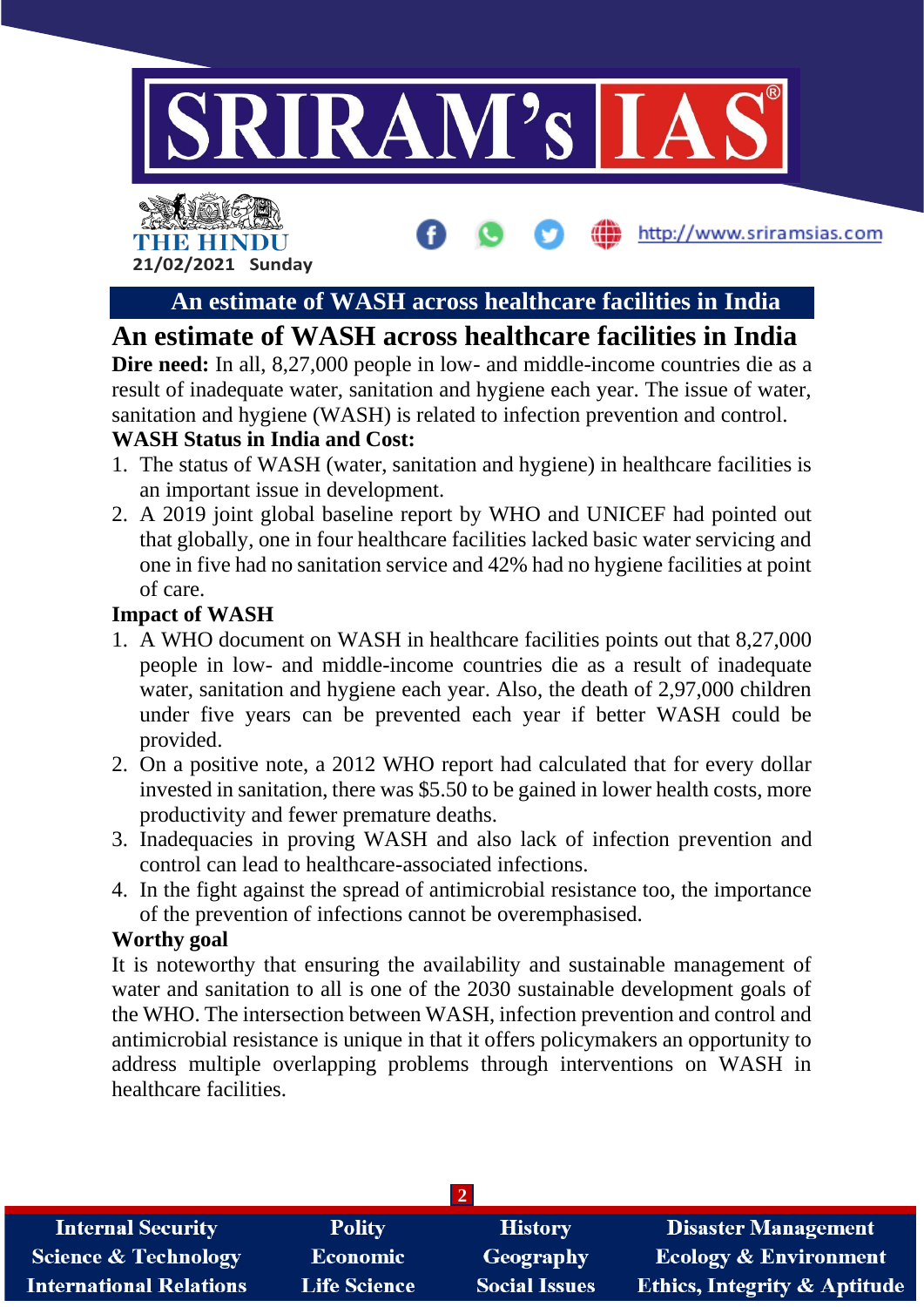## An estimate of WASH across healthcare facilities in India

# An estimate of WASH across healthcare facilities in India

**Dire need:** In all, 8,27,000 people in low- and middle-income countries die as a result of inadequate water, sanitation and hygiene each year. The issue of water, sanitation and hygiene (WASH) is related to infection prevention and control.

**WASH Status in India and Cost:**

1. The status of WASH (water, sanitation and hygiene) in healthcare facilities is an important issue in development.
2. A 2019 joint global baseline report by WHO and UNICEF had pointed out that globally, one in four healthcare facilities lacked basic water servicing and one in five had no sanitation service and 42% had no hygiene facilities at point of care.

**Impact of WASH**

1. A WHO document on WASH in healthcare facilities points out that 8,27,000 people in low- and middle-income countries die as a result of inadequate water, sanitation and hygiene each year. Also, the death of 2,97,000 children under five years can be prevented each year if better WASH could be provided.
2. On a positive note, a 2012 WHO report had calculated that for every dollar invested in sanitation, there was $5.50 to be gained in lower health costs, more productivity and fewer premature deaths.
3. Inadequacies in proving WASH and also lack of infection prevention and control can lead to healthcare-associated infections.
4. In the fight against the spread of antimicrobial resistance too, the importance of the prevention of infections cannot be overemphasised.

**Worthy goal**

It is noteworthy that ensuring the availability and sustainable management of water and sanitation to all is one of the 2030 sustainable development goals of the WHO. The intersection between WASH, infection prevention and control and antimicrobial resistance is unique in that it offers policymakers an opportunity to address multiple overlapping problems through interventions on WASH in healthcare facilities.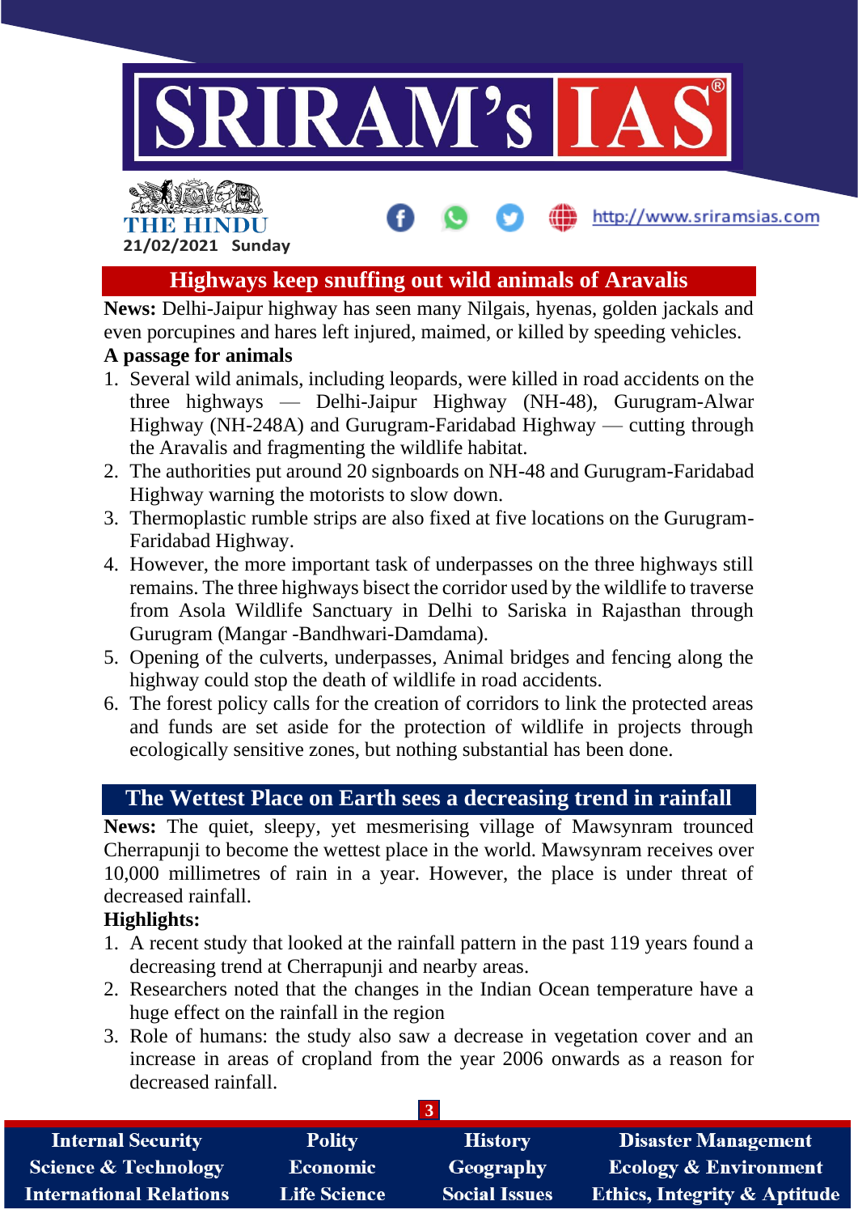## Highways keep snuffing out wild animals of Aravalis

**News:** Delhi-Jaipur highway has seen many Nilgais, hyenas, golden jackals and even porcupines and hares left injured, maimed, or killed by speeding vehicles.

**A passage for animals**

1. Several wild animals, including leopards, were killed in road accidents on the three highways — Delhi-Jaipur Highway (NH-48), Gurugram-Alwar Highway (NH-248A) and Gurugram-Faridabad Highway — cutting through the Aravalis and fragmenting the wildlife habitat.
2. The authorities put around 20 signboards on NH-48 and Gurugram-Faridabad Highway warning the motorists to slow down.
3. Thermoplastic rumble strips are also fixed at five locations on the Gurugram-Faridabad Highway.
4. However, the more important task of underpasses on the three highways still remains. The three highways bisect the corridor used by the wildlife to traverse from Asola Wildlife Sanctuary in Delhi to Sariska in Rajasthan through Gurugram (Mangar -Bandhwari-Damdama).
5. Opening of the culverts, underpasses, Animal bridges and fencing along the highway could stop the death of wildlife in road accidents.
6. The forest policy calls for the creation of corridors to link the protected areas and funds are set aside for the protection of wildlife in projects through ecologically sensitive zones, but nothing substantial has been done.

## The Wettest Place on Earth sees a decreasing trend in rainfall

**News:** The quiet, sleepy, yet mesmerising village of Mawsynram trounced Cherrapunji to become the wettest place in the world. Mawsynram receives over 10,000 millimetres of rain in a year. However, the place is under threat of decreased rainfall.

**Highlights:**

1. A recent study that looked at the rainfall pattern in the past 119 years found a decreasing trend at Cherrapunji and nearby areas.
2. Researchers noted that the changes in the Indian Ocean temperature have a huge effect on the rainfall in the region
3. Role of humans: the study also saw a decrease in vegetation cover and an increase in areas of cropland from the year 2006 onwards as a reason for decreased rainfall.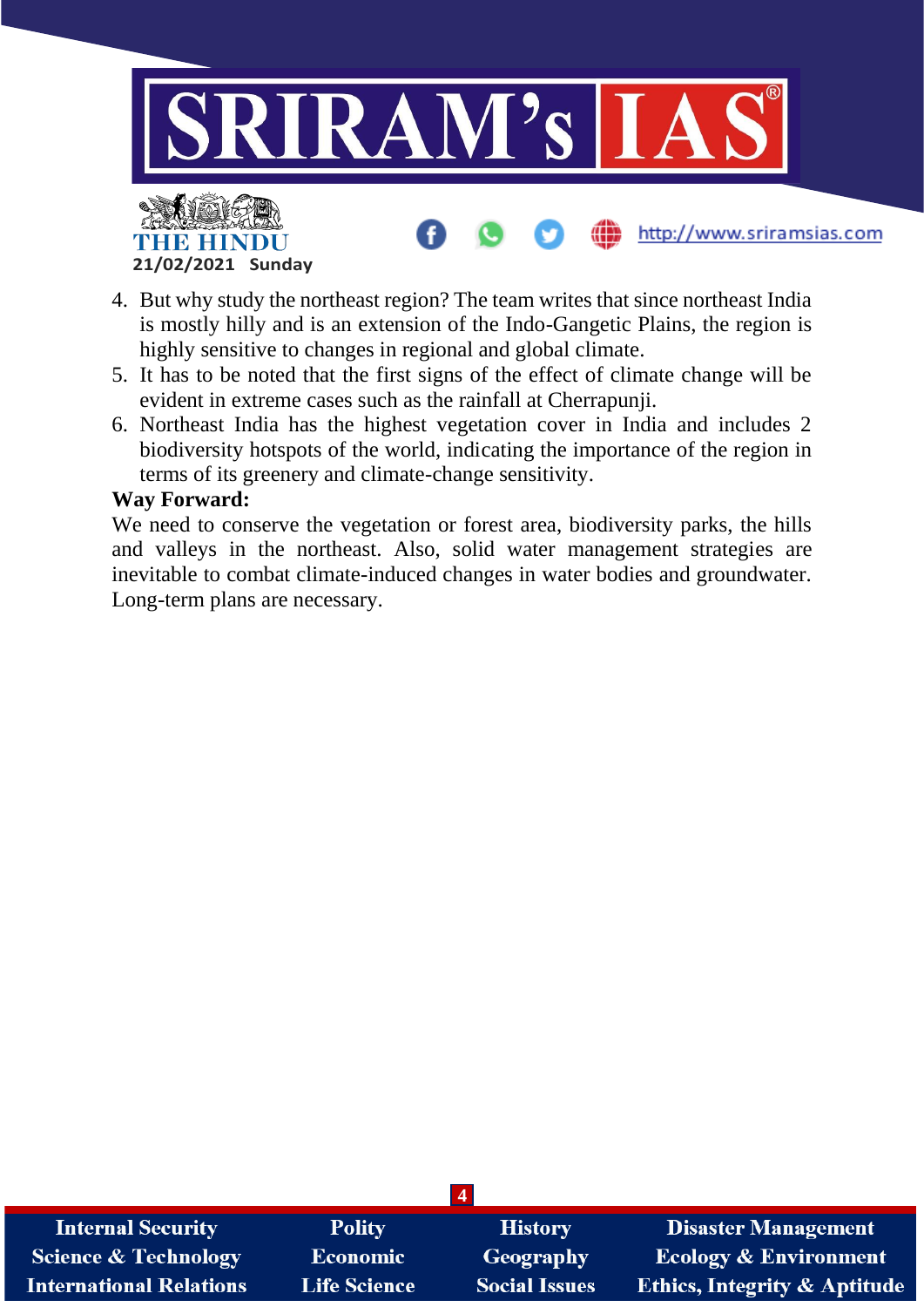4. But why study the northeast region? The team writes that since northeast India is mostly hilly and is an extension of the Indo-Gangetic Plains, the region is highly sensitive to changes in regional and global climate.
5. It has to be noted that the first signs of the effect of climate change will be evident in extreme cases such as the rainfall at Cherrapunji.
6. Northeast India has the highest vegetation cover in India and includes 2 biodiversity hotspots of the world, indicating the importance of the region in terms of its greenery and climate-change sensitivity.

**Way Forward:**

We need to conserve the vegetation or forest area, biodiversity parks, the hills and valleys in the northeast. Also, solid water management strategies are inevitable to combat climate-induced changes in water bodies and groundwater. Long-term plans are necessary.